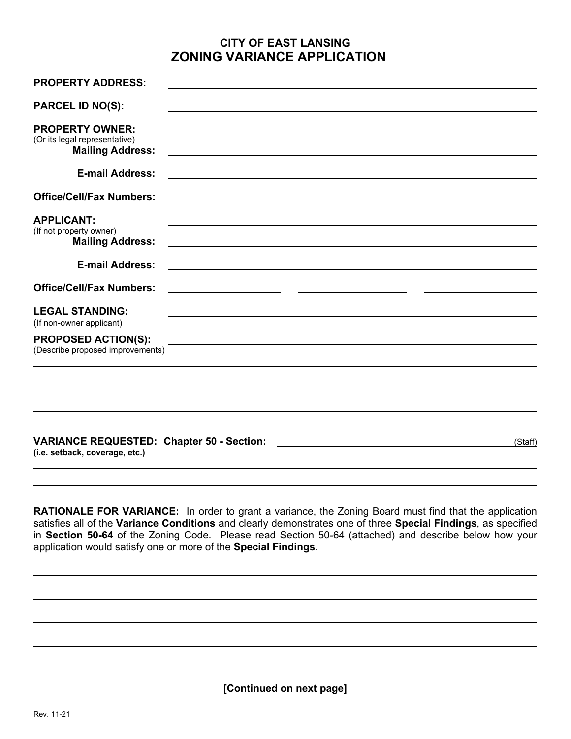# CITY OF EAST LANSING
## ZONING VARIANCE APPLICATION

**PROPERTY ADDRESS:** ______________________________

**PARCEL ID NO(S):** ______________________________

**PROPERTY OWNER:** ______________________________
(Or its legal representative)

**Mailing Address:** ______________________________

**E-mail Address:** ______________________________

**Office/Cell/Fax Numbers:** __________ __________ __________

**APPLICANT:** ______________________________
(If not property owner)

**Mailing Address:** ______________________________

**E-mail Address:** ______________________________

**Office/Cell/Fax Numbers:** __________ __________ __________

**LEGAL STANDING:** ______________________________
(If non-owner applicant)

**PROPOSED ACTION(S):** ______________________________
(Describe proposed improvements)

______________________________

______________________________

______________________________

**VARIANCE REQUESTED: Chapter 50 - Section:** ______________________________ (Staff)
**(i.e. setback, coverage, etc.)**

______________________________

______________________________

**RATIONALE FOR VARIANCE:** In order to grant a variance, the Zoning Board must find that the application satisfies all of the **Variance Conditions** and clearly demonstrates one of three **Special Findings**, as specified in **Section 50-64** of the Zoning Code. Please read Section 50-64 (attached) and describe below how your application would satisfy one or more of the **Special Findings**.

______________________________

______________________________

______________________________

______________________________

______________________________

**[Continued on next page]**

Rev. 11-21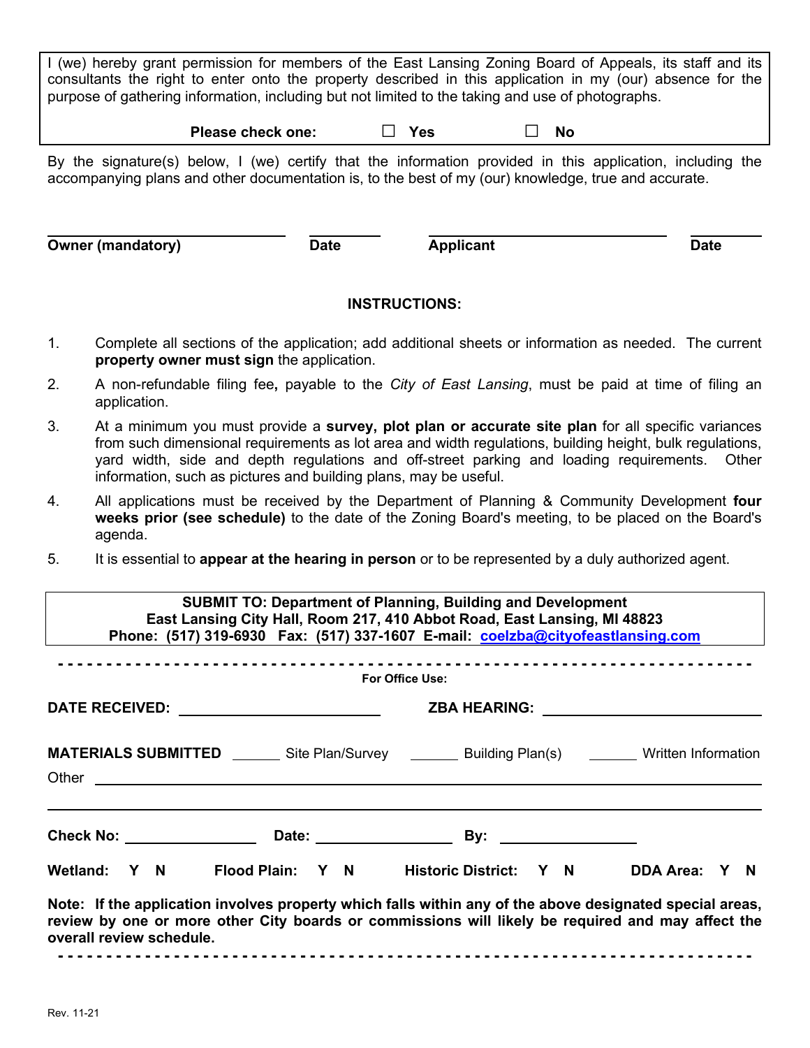I (we) hereby grant permission for members of the East Lansing Zoning Board of Appeals, its staff and its consultants the right to enter onto the property described in this application in my (our) absence for the purpose of gathering information, including but not limited to the taking and use of photographs.

**Please check one:** ☐ **Yes** ☐ **No**

By the signature(s) below, I (we) certify that the information provided in this application, including the accompanying plans and other documentation is, to the best of my (our) knowledge, true and accurate.

| **Owner (mandatory)** | **Date** | **Applicant** | **Date** |
|---|---|---|---|
| | | | |

## INSTRUCTIONS:

1. Complete all sections of the application; add additional sheets or information as needed. The current **property owner must sign** the application.
2. A non-refundable filing fee**,** payable to the *City of East Lansing*, must be paid at time of filing an application.
3. At a minimum you must provide a **survey, plot plan or accurate site plan** for all specific variances from such dimensional requirements as lot area and width regulations, building height, bulk regulations, yard width, side and depth regulations and off-street parking and loading requirements. Other information, such as pictures and building plans, may be useful.
4. All applications must be received by the Department of Planning & Community Development **four weeks prior (see schedule)** to the date of the Zoning Board's meeting, to be placed on the Board's agenda.
5. It is essential to **appear at the hearing in person** or to be represented by a duly authorized agent.

**SUBMIT TO: Department of Planning, Building and Development**
**East Lansing City Hall, Room 217, 410 Abbot Road, East Lansing, MI 48823**
**Phone: (517) 319-6930 Fax: (517) 337-1607 E-mail: coelzba@cityofeastlansing.com**

---

**For Office Use:**

**DATE RECEIVED:** ________________________ **ZBA HEARING:** ________________________

**MATERIALS SUBMITTED** ______ Site Plan/Survey ______ Building Plan(s) ______ Written Information

Other ____________________________________________________________

____________________________________________________________

**Check No:** ________________ **Date:** ________________ **By:** ________________

**Wetland: Y N** **Flood Plain: Y N** **Historic District: Y N** **DDA Area: Y N**

**Note: If the application involves property which falls within any of the above designated special areas, review by one or more other City boards or commissions will likely be required and may affect the overall review schedule.**

---

Rev. 11-21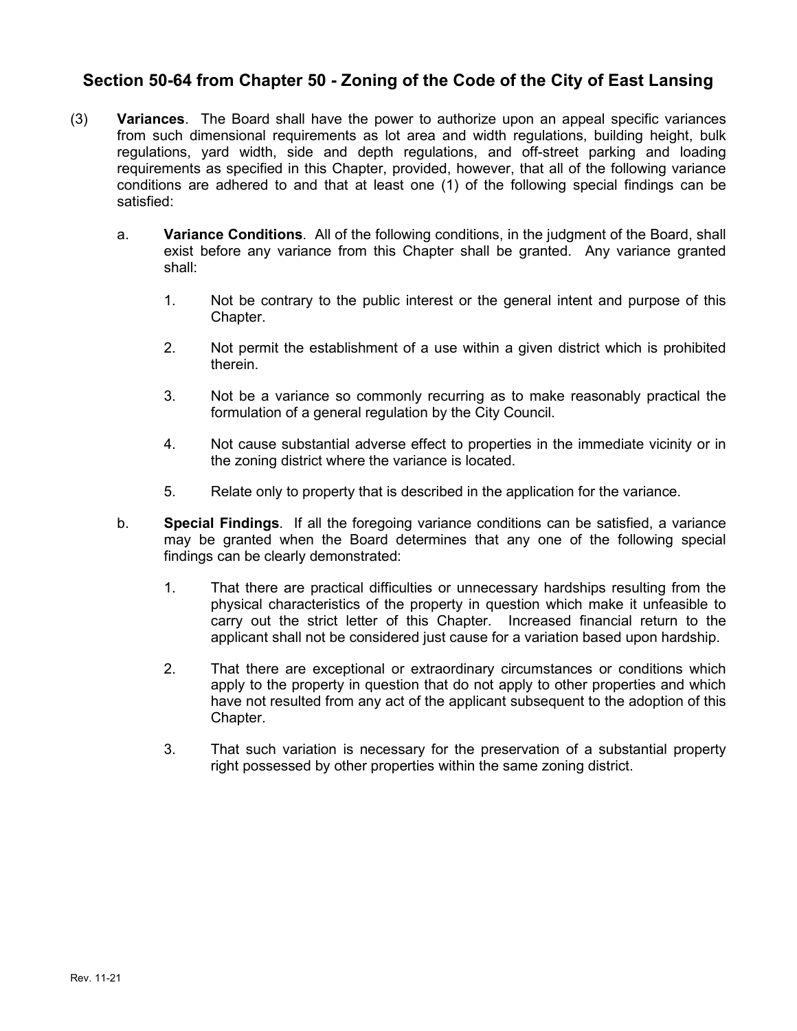## Section 50-64 from Chapter 50 - Zoning of the Code of the City of East Lansing

(3) **Variances**. The Board shall have the power to authorize upon an appeal specific variances from such dimensional requirements as lot area and width regulations, building height, bulk regulations, yard width, side and depth regulations, and off-street parking and loading requirements as specified in this Chapter, provided, however, that all of the following variance conditions are adhered to and that at least one (1) of the following special findings can be satisfied:

a. **Variance Conditions**. All of the following conditions, in the judgment of the Board, shall exist before any variance from this Chapter shall be granted. Any variance granted shall:

1. Not be contrary to the public interest or the general intent and purpose of this Chapter.

2. Not permit the establishment of a use within a given district which is prohibited therein.

3. Not be a variance so commonly recurring as to make reasonably practical the formulation of a general regulation by the City Council.

4. Not cause substantial adverse effect to properties in the immediate vicinity or in the zoning district where the variance is located.

5. Relate only to property that is described in the application for the variance.

b. **Special Findings**. If all the foregoing variance conditions can be satisfied, a variance may be granted when the Board determines that any one of the following special findings can be clearly demonstrated:

1. That there are practical difficulties or unnecessary hardships resulting from the physical characteristics of the property in question which make it unfeasible to carry out the strict letter of this Chapter. Increased financial return to the applicant shall not be considered just cause for a variation based upon hardship.

2. That there are exceptional or extraordinary circumstances or conditions which apply to the property in question that do not apply to other properties and which have not resulted from any act of the applicant subsequent to the adoption of this Chapter.

3. That such variation is necessary for the preservation of a substantial property right possessed by other properties within the same zoning district.

Rev. 11-21